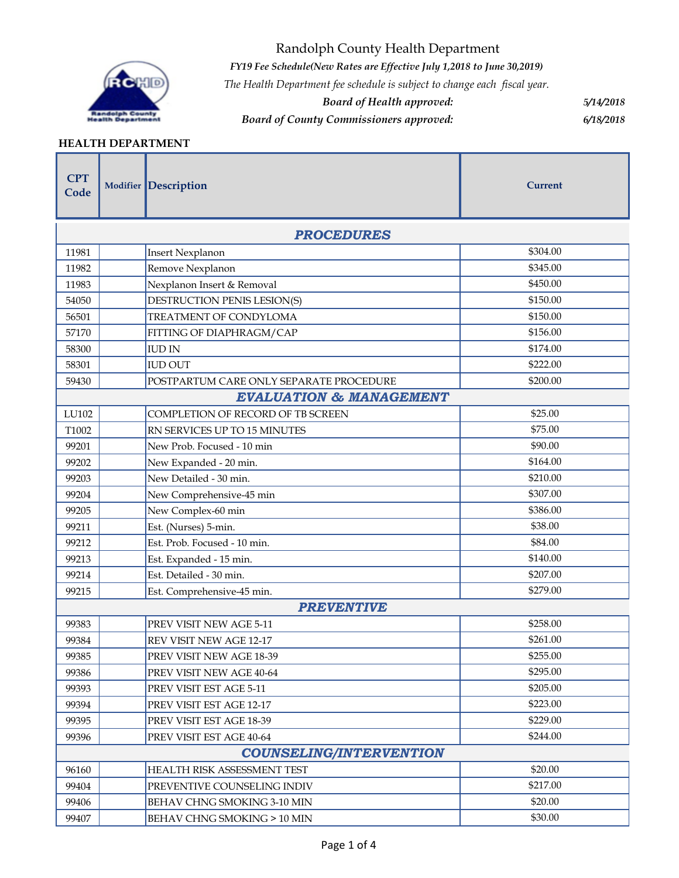# Randolph County Health Department

***FY19 Fee Schedule(New Rates are Effective July 1,2018 to June 30,2019)***

*The Health Department fee schedule is subject to change each fiscal year.*

***Board of Health approved:*** ***5/14/2018***

***Board of County Commissioners approved:*** ***6/18/2018***

## HEALTH DEPARTMENT

| CPT Code | Modifier | Description | Current |
|---|---|---|---|
| | | ***PROCEDURES*** | |
| 11981 | | Insert Nexplanon | $304.00 |
| 11982 | | Remove Nexplanon | $345.00 |
| 11983 | | Nexplanon Insert & Removal | $450.00 |
| 54050 | | DESTRUCTION PENIS LESION(S) | $150.00 |
| 56501 | | TREATMENT OF CONDYLOMA | $150.00 |
| 57170 | | FITTING OF DIAPHRAGM/CAP | $156.00 |
| 58300 | | IUD IN | $174.00 |
| 58301 | | IUD OUT | $222.00 |
| 59430 | | POSTPARTUM CARE ONLY SEPARATE PROCEDURE | $200.00 |
| | | ***EVALUATION & MANAGEMENT*** | |
| LU102 | | COMPLETION OF RECORD OF TB SCREEN | $25.00 |
| T1002 | | RN SERVICES UP TO 15 MINUTES | $75.00 |
| 99201 | | New Prob. Focused - 10 min | $90.00 |
| 99202 | | New Expanded - 20 min. | $164.00 |
| 99203 | | New Detailed - 30 min. | $210.00 |
| 99204 | | New Comprehensive-45 min | $307.00 |
| 99205 | | New Complex-60 min | $386.00 |
| 99211 | | Est. (Nurses) 5-min. | $38.00 |
| 99212 | | Est. Prob. Focused - 10 min. | $84.00 |
| 99213 | | Est. Expanded - 15 min. | $140.00 |
| 99214 | | Est. Detailed - 30 min. | $207.00 |
| 99215 | | Est. Comprehensive-45 min. | $279.00 |
| | | ***PREVENTIVE*** | |
| 99383 | | PREV VISIT NEW AGE 5-11 | $258.00 |
| 99384 | | REV VISIT NEW AGE 12-17 | $261.00 |
| 99385 | | PREV VISIT NEW AGE 18-39 | $255.00 |
| 99386 | | PREV VISIT NEW AGE 40-64 | $295.00 |
| 99393 | | PREV VISIT EST AGE 5-11 | $205.00 |
| 99394 | | PREV VISIT EST AGE 12-17 | $223.00 |
| 99395 | | PREV VISIT EST AGE 18-39 | $229.00 |
| 99396 | | PREV VISIT EST AGE 40-64 | $244.00 |
| | | ***COUNSELING/INTERVENTION*** | |
| 96160 | | HEALTH RISK ASSESSMENT TEST | $20.00 |
| 99404 | | PREVENTIVE COUNSELING INDIV | $217.00 |
| 99406 | | BEHAV CHNG SMOKING 3-10 MIN | $20.00 |
| 99407 | | BEHAV CHNG SMOKING > 10 MIN | $30.00 |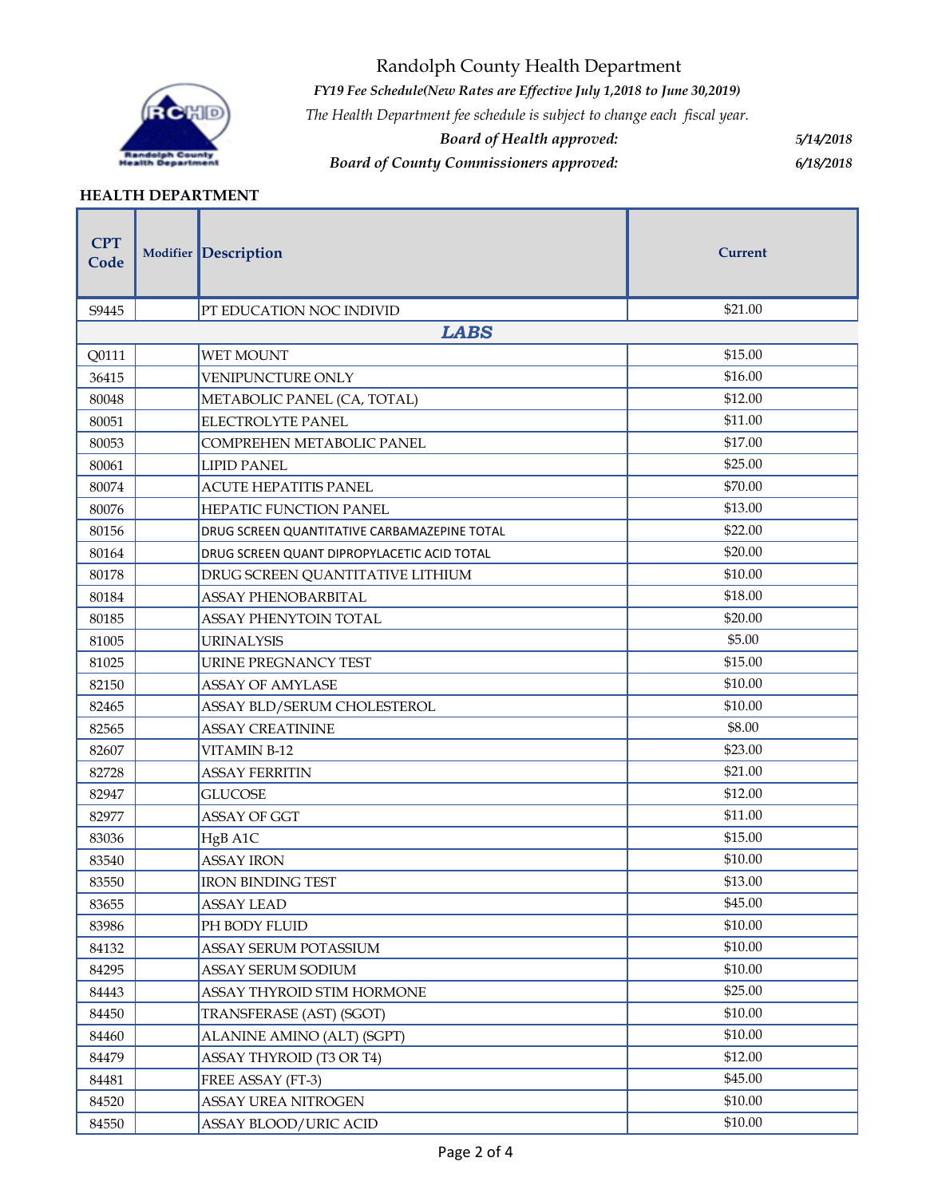# Randolph County Health Department

*FY19 Fee Schedule(New Rates are Effective July 1,2018 to June 30,2019)*

*The Health Department fee schedule is subject to change each fiscal year.*

***Board of Health approved:*** *5/14/2018*

***Board of County Commissioners approved:*** *6/18/2018*

**HEALTH DEPARTMENT**

| CPT Code | Modifier | Description | Current |
|---|---|---|---|
| S9445 | | PT EDUCATION NOC INDIVID | $21.00 |
| | | ***LABS*** | |
| Q0111 | | WET MOUNT | $15.00 |
| 36415 | | VENIPUNCTURE ONLY | $16.00 |
| 80048 | | METABOLIC PANEL (CA, TOTAL) | $12.00 |
| 80051 | | ELECTROLYTE PANEL | $11.00 |
| 80053 | | COMPREHEN METABOLIC PANEL | $17.00 |
| 80061 | | LIPID PANEL | $25.00 |
| 80074 | | ACUTE HEPATITIS PANEL | $70.00 |
| 80076 | | HEPATIC FUNCTION PANEL | $13.00 |
| 80156 | | DRUG SCREEN QUANTITATIVE CARBAMAZEPINE TOTAL | $22.00 |
| 80164 | | DRUG SCREEN QUANT DIPROPYLACETIC ACID TOTAL | $20.00 |
| 80178 | | DRUG SCREEN QUANTITATIVE LITHIUM | $10.00 |
| 80184 | | ASSAY PHENOBARBITAL | $18.00 |
| 80185 | | ASSAY PHENYTOIN TOTAL | $20.00 |
| 81005 | | URINALYSIS | $5.00 |
| 81025 | | URINE PREGNANCY TEST | $15.00 |
| 82150 | | ASSAY OF AMYLASE | $10.00 |
| 82465 | | ASSAY BLD/SERUM CHOLESTEROL | $10.00 |
| 82565 | | ASSAY CREATININE | $8.00 |
| 82607 | | VITAMIN B-12 | $23.00 |
| 82728 | | ASSAY FERRITIN | $21.00 |
| 82947 | | GLUCOSE | $12.00 |
| 82977 | | ASSAY OF GGT | $11.00 |
| 83036 | | HgB A1C | $15.00 |
| 83540 | | ASSAY IRON | $10.00 |
| 83550 | | IRON BINDING TEST | $13.00 |
| 83655 | | ASSAY LEAD | $45.00 |
| 83986 | | PH BODY FLUID | $10.00 |
| 84132 | | ASSAY SERUM POTASSIUM | $10.00 |
| 84295 | | ASSAY SERUM SODIUM | $10.00 |
| 84443 | | ASSAY THYROID STIM HORMONE | $25.00 |
| 84450 | | TRANSFERASE (AST) (SGOT) | $10.00 |
| 84460 | | ALANINE AMINO (ALT) (SGPT) | $10.00 |
| 84479 | | ASSAY THYROID (T3 OR T4) | $12.00 |
| 84481 | | FREE ASSAY (FT-3) | $45.00 |
| 84520 | | ASSAY UREA NITROGEN | $10.00 |
| 84550 | | ASSAY BLOOD/URIC ACID | $10.00 |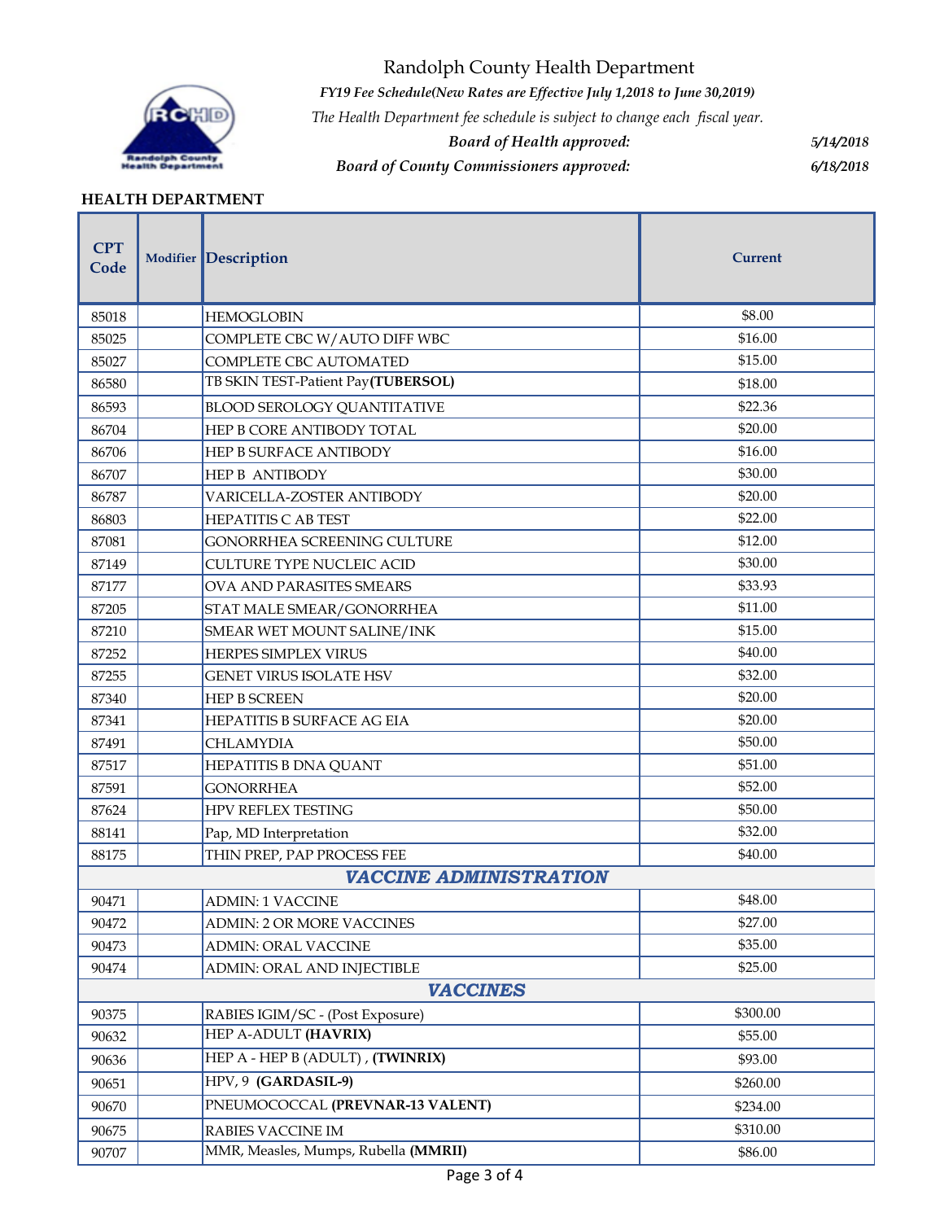# Randolph County Health Department

***FY19 Fee Schedule(New Rates are Effective July 1,2018 to June 30,2019)***

*The Health Department fee schedule is subject to change each fiscal year.*

***Board of Health approved:*** ***5/14/2018***

***Board of County Commissioners approved:*** ***6/18/2018***

## HEALTH DEPARTMENT

| CPT Code | Modifier | Description | Current |
|---|---|---|---|
| 85018 | | HEMOGLOBIN | $8.00 |
| 85025 | | COMPLETE CBC W/AUTO DIFF WBC | $16.00 |
| 85027 | | COMPLETE CBC AUTOMATED | $15.00 |
| 86580 | | TB SKIN TEST-Patient Pay **(TUBERSOL)** | $18.00 |
| 86593 | | BLOOD SEROLOGY QUANTITATIVE | $22.36 |
| 86704 | | HEP B CORE ANTIBODY TOTAL | $20.00 |
| 86706 | | HEP B SURFACE ANTIBODY | $16.00 |
| 86707 | | HEP B ANTIBODY | $30.00 |
| 86787 | | VARICELLA-ZOSTER ANTIBODY | $20.00 |
| 86803 | | HEPATITIS C AB TEST | $22.00 |
| 87081 | | GONORRHEA SCREENING CULTURE | $12.00 |
| 87149 | | CULTURE TYPE NUCLEIC ACID | $30.00 |
| 87177 | | OVA AND PARASITES SMEARS | $33.93 |
| 87205 | | STAT MALE SMEAR/GONORRHEA | $11.00 |
| 87210 | | SMEAR WET MOUNT SALINE/INK | $15.00 |
| 87252 | | HERPES SIMPLEX VIRUS | $40.00 |
| 87255 | | GENET VIRUS ISOLATE HSV | $32.00 |
| 87340 | | HEP B SCREEN | $20.00 |
| 87341 | | HEPATITIS B SURFACE AG EIA | $20.00 |
| 87491 | | CHLAMYDIA | $50.00 |
| 87517 | | HEPATITIS B DNA QUANT | $51.00 |
| 87591 | | GONORRHEA | $52.00 |
| 87624 | | HPV REFLEX TESTING | $50.00 |
| 88141 | | Pap, MD Interpretation | $32.00 |
| 88175 | | THIN PREP, PAP PROCESS FEE | $40.00 |
| | | ***VACCINE ADMINISTRATION*** | |
| 90471 | | ADMIN: 1 VACCINE | $48.00 |
| 90472 | | ADMIN: 2 OR MORE VACCINES | $27.00 |
| 90473 | | ADMIN: ORAL VACCINE | $35.00 |
| 90474 | | ADMIN: ORAL AND INJECTIBLE | $25.00 |
| | | ***VACCINES*** | |
| 90375 | | RABIES IGIM/SC - (Post Exposure) | $300.00 |
| 90632 | | HEP A-ADULT **(HAVRIX)** | $55.00 |
| 90636 | | HEP A - HEP B (ADULT) , **(TWINRIX)** | $93.00 |
| 90651 | | HPV, 9 **(GARDASIL-9)** | $260.00 |
| 90670 | | PNEUMOCOCCAL **(PREVNAR-13 VALENT)** | $234.00 |
| 90675 | | RABIES VACCINE IM | $310.00 |
| 90707 | | MMR, Measles, Mumps, Rubella **(MMRII)** | $86.00 |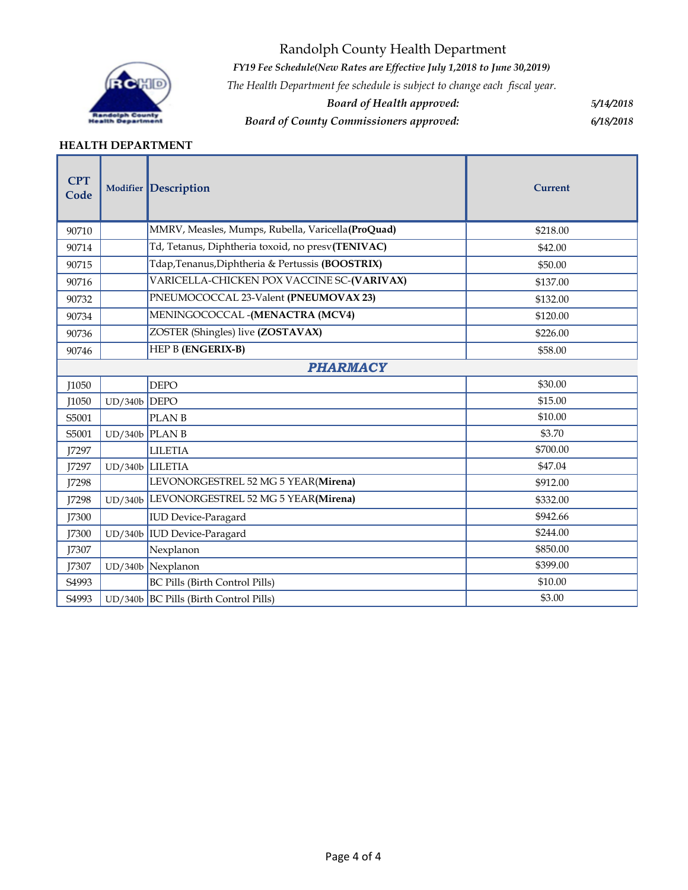Randolph County Health Department

*FY19 Fee Schedule(New Rates are Effective July 1,2018 to June 30,2019)*

*The Health Department fee schedule is subject to change each fiscal year.*

***Board of Health approved:*** ***5/14/2018***

***Board of County Commissioners approved:*** ***6/18/2018***

**HEALTH DEPARTMENT**

| CPT Code | Modifier | Description | Current |
|---|---|---|---|
| 90710 | | MMRV, Measles, Mumps, Rubella, Varicella**(ProQuad)** | $218.00 |
| 90714 | | Td, Tetanus, Diphtheria toxoid, no presv**(TENIVAC)** | $42.00 |
| 90715 | | Tdap,Tenanus,Diphtheria & Pertussis **(BOOSTRIX)** | $50.00 |
| 90716 | | VARICELLA-CHICKEN POX VACCINE SC-**(VARIVAX)** | $137.00 |
| 90732 | | PNEUMOCOCCAL 23-Valent **(PNEUMOVAX 23)** | $132.00 |
| 90734 | | MENINGOCOCCAL -**(MENACTRA (MCV4)** | $120.00 |
| 90736 | | ZOSTER (Shingles) live **(ZOSTAVAX)** | $226.00 |
| 90746 | | HEP B **(ENGERIX-B)** | $58.00 |
| | | ***PHARMACY*** | |
| J1050 | | DEPO | $30.00 |
| J1050 | UD/340b | DEPO | $15.00 |
| S5001 | | PLAN B | $10.00 |
| S5001 | UD/340b | PLAN B | $3.70 |
| J7297 | | LILETIA | $700.00 |
| J7297 | UD/340b | LILETIA | $47.04 |
| J7298 | | LEVONORGESTREL 52 MG 5 YEAR**(Mirena)** | $912.00 |
| J7298 | UD/340b | LEVONORGESTREL 52 MG 5 YEAR**(Mirena)** | $332.00 |
| J7300 | | IUD Device-Paragard | $942.66 |
| J7300 | UD/340b | IUD Device-Paragard | $244.00 |
| J7307 | | Nexplanon | $850.00 |
| J7307 | UD/340b | Nexplanon | $399.00 |
| S4993 | | BC Pills (Birth Control Pills) | $10.00 |
| S4993 | UD/340b | BC Pills (Birth Control Pills) | $3.00 |